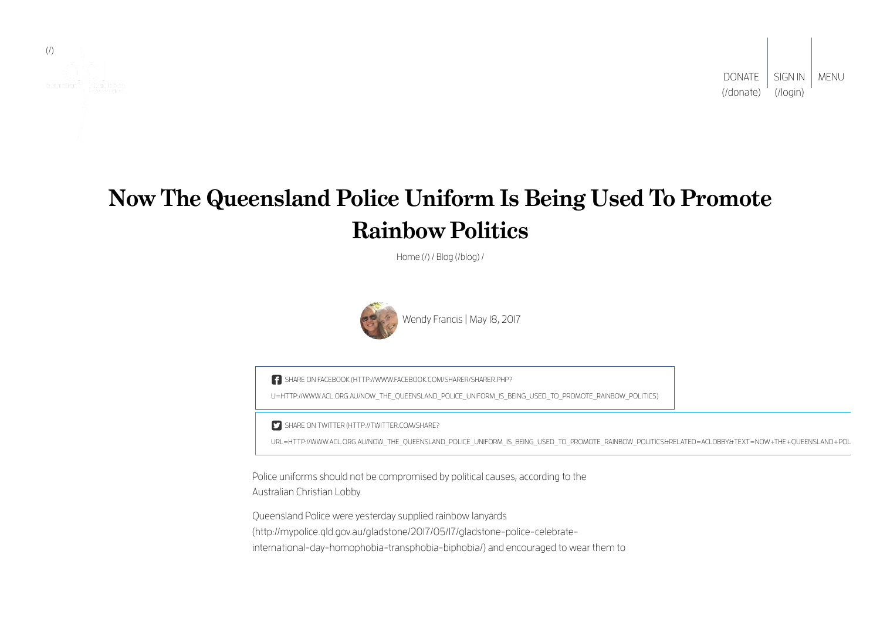(/)

DONATE (/donate) | SIGN IN (/login) | MENU

# Now The Queensland Police Uniform Is Being Used To Promote Rainbow Politics

Home (/) / Blog (/blog) /

Wendy Francis | May 18, 2017

SHARE ON FACEBOOK (HTTP://WWW.FACEBOOK.COM/SHARER/SHARER.PHP?U=HTTP://WWW.ACL.ORG.AU/NOW_THE_QUEENSLAND_POLICE_UNIFORM_IS_BEING_USED_TO_PROMOTE_RAINBOW_POLITICS)

SHARE ON TWITTER (HTTP://TWITTER.COM/SHARE?URL=HTTP://WWW.ACL.ORG.AU/NOW_THE_QUEENSLAND_POLICE_UNIFORM_IS_BEING_USED_TO_PROMOTE_RAINBOW_POLITICS&RELATED=ACLOBBY&TEXT=NOW+THE+QUEENSLAND+POL

Police uniforms should not be compromised by political causes, according to the Australian Christian Lobby.

Queensland Police were yesterday supplied rainbow lanyards (http://mypolice.qld.gov.au/gladstone/2017/05/17/gladstone-police-celebrate-international-day-homophobia-transphobia-biphobia/) and encouraged to wear them to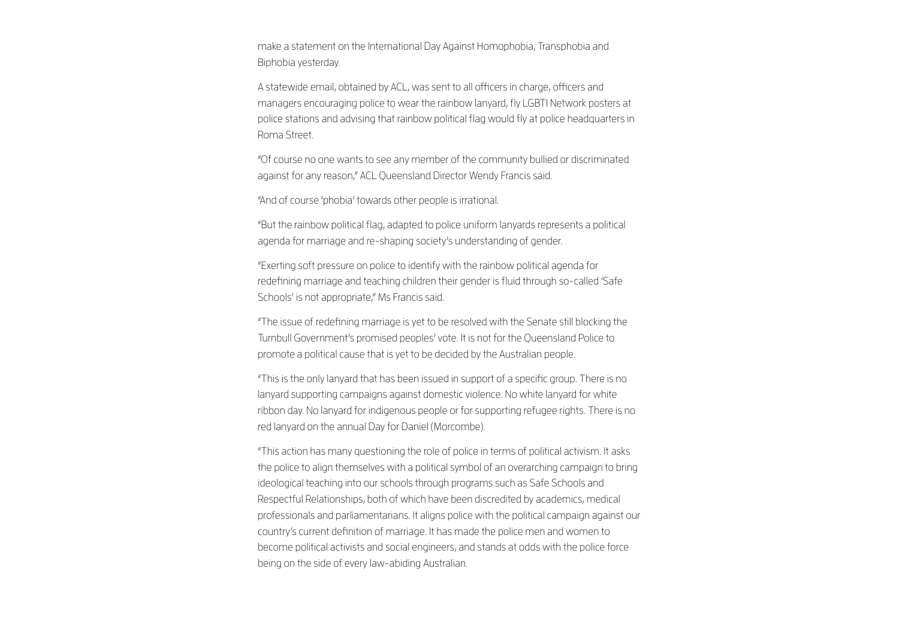make a statement on the International Day Against Homophobia, Transphobia and Biphobia yesterday.

A statewide email, obtained by ACL, was sent to all officers in charge, officers and managers encouraging police to wear the rainbow lanyard, fly LGBTI Network posters at police stations and advising that rainbow political flag would fly at police headquarters in Roma Street.

"Of course no one wants to see any member of the community bullied or discriminated against for any reason," ACL Queensland Director Wendy Francis said.

"And of course 'phobia' towards other people is irrational.

"But the rainbow political flag, adapted to police uniform lanyards represents a political agenda for marriage and re-shaping society's understanding of gender.

"Exerting soft pressure on police to identify with the rainbow political agenda for redefining marriage and teaching children their gender is fluid through so-called 'Safe Schools' is not appropriate," Ms Francis said.

"The issue of redefining marriage is yet to be resolved with the Senate still blocking the Turnbull Government's promised peoples' vote. It is not for the Queensland Police to promote a political cause that is yet to be decided by the Australian people.

"This is the only lanyard that has been issued in support of a specific group. There is no lanyard supporting campaigns against domestic violence. No white lanyard for white ribbon day. No lanyard for indigenous people or for supporting refugee rights. There is no red lanyard on the annual Day for Daniel (Morcombe).

"This action has many questioning the role of police in terms of political activism. It asks the police to align themselves with a political symbol of an overarching campaign to bring ideological teaching into our schools through programs such as Safe Schools and Respectful Relationships, both of which have been discredited by academics, medical professionals and parliamentarians. It aligns police with the political campaign against our country's current definition of marriage. It has made the police men and women to become political activists and social engineers, and stands at odds with the police force being on the side of every law-abiding Australian.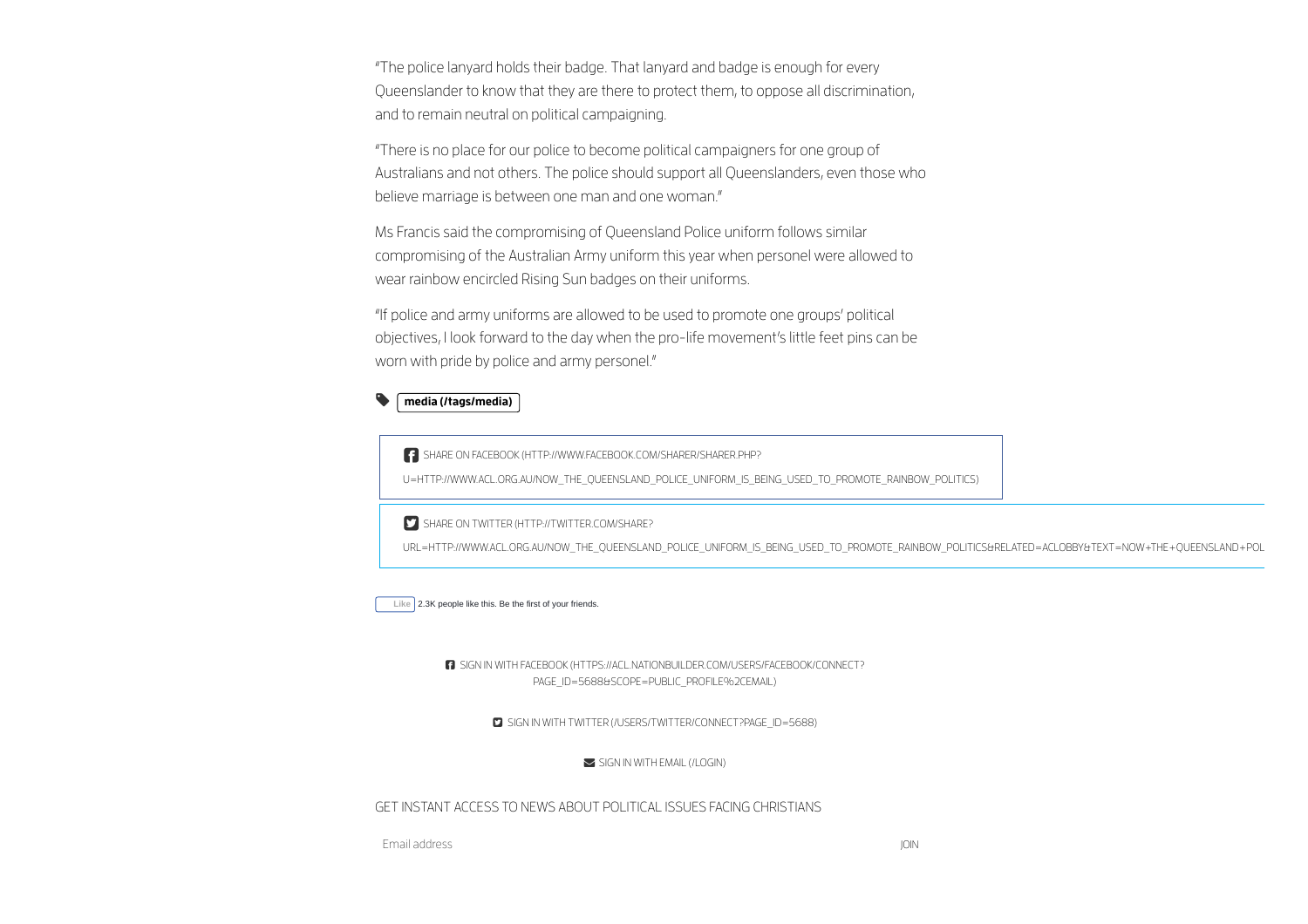"The police lanyard holds their badge. That lanyard and badge is enough for every Queenslander to know that they are there to protect them, to oppose all discrimination, and to remain neutral on political campaigning.

"There is no place for our police to become political campaigners for one group of Australians and not others. The police should support all Queenslanders, even those who believe marriage is between one man and one woman."

Ms Francis said the compromising of Queensland Police uniform follows similar compromising of the Australian Army uniform this year when personel were allowed to wear rainbow encircled Rising Sun badges on their uniforms.

"If police and army uniforms are allowed to be used to promote one groups' political objectives, I look forward to the day when the pro-life movement's little feet pins can be worn with pride by police and army personel."

**media (/tags/media)**

SHARE ON FACEBOOK (HTTP://WWW.FACEBOOK.COM/SHARER/SHARER.PHP?U=HTTP://WWW.ACL.ORG.AU/NOW_THE_QUEENSLAND_POLICE_UNIFORM_IS_BEING_USED_TO_PROMOTE_RAINBOW_POLITICS)

SHARE ON TWITTER (HTTP://TWITTER.COM/SHARE?URL=HTTP://WWW.ACL.ORG.AU/NOW_THE_QUEENSLAND_POLICE_UNIFORM_IS_BEING_USED_TO_PROMOTE_RAINBOW_POLITICS&RELATED=ACLOBBY&TEXT=NOW+THE+QUEENSLAND+POL

Like 2.3K people like this. Be the first of your friends.

SIGN IN WITH FACEBOOK (HTTPS://ACL.NATIONBUILDER.COM/USERS/FACEBOOK/CONNECT?PAGE_ID=5688&SCOPE=PUBLIC_PROFILE%2CEMAIL)

SIGN IN WITH TWITTER (/USERS/TWITTER/CONNECT?PAGE_ID=5688)

SIGN IN WITH EMAIL (/LOGIN)

GET INSTANT ACCESS TO NEWS ABOUT POLITICAL ISSUES FACING CHRISTIANS

Email address JOIN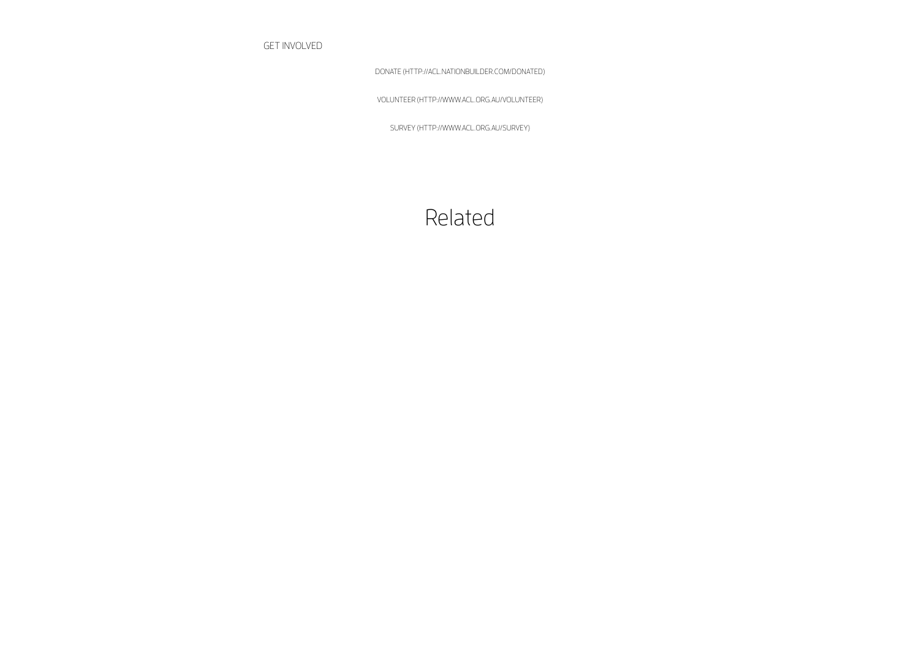GET INVOLVED

DONATE (HTTP://ACL.NATIONBUILDER.COM/DONATED)

VOLUNTEER (HTTP://WWW.ACL.ORG.AU/VOLUNTEER)

SURVEY (HTTP://WWW.ACL.ORG.AU/SURVEY)

# Related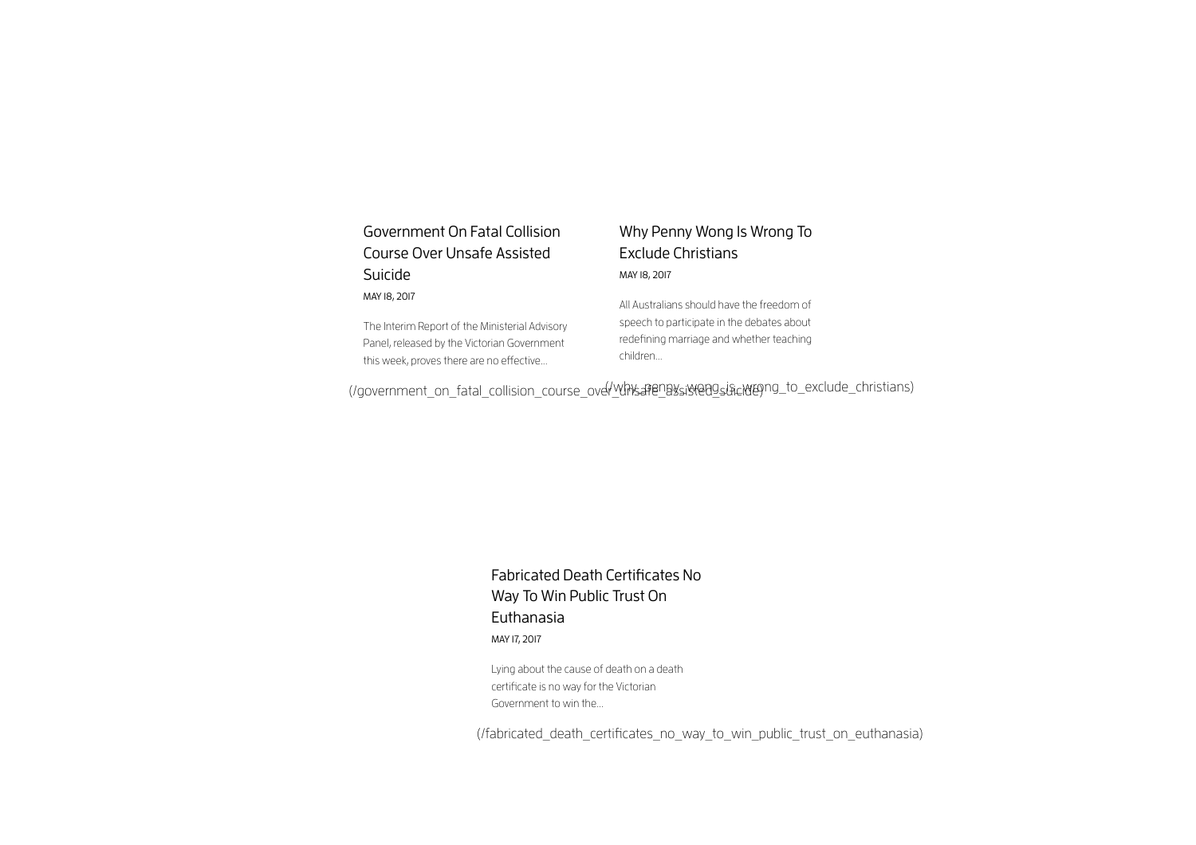## Government On Fatal Collision Course Over Unsafe Assisted Suicide

MAY 18, 2017

The Interim Report of the Ministerial Advisory Panel, released by the Victorian Government this week, proves there are no effective...

(/government_on_fatal_collision_course_over_unsafe_assisted_suicide)

## Why Penny Wong Is Wrong To Exclude Christians

MAY 18, 2017

All Australians should have the freedom of speech to participate in the debates about redefining marriage and whether teaching children...

(/why_penny_wong_is_wrong_to_exclude_christians)

## Fabricated Death Certificates No Way To Win Public Trust On Euthanasia

MAY 17, 2017

Lying about the cause of death on a death certificate is no way for the Victorian Government to win the...

(/fabricated_death_certificates_no_way_to_win_public_trust_on_euthanasia)